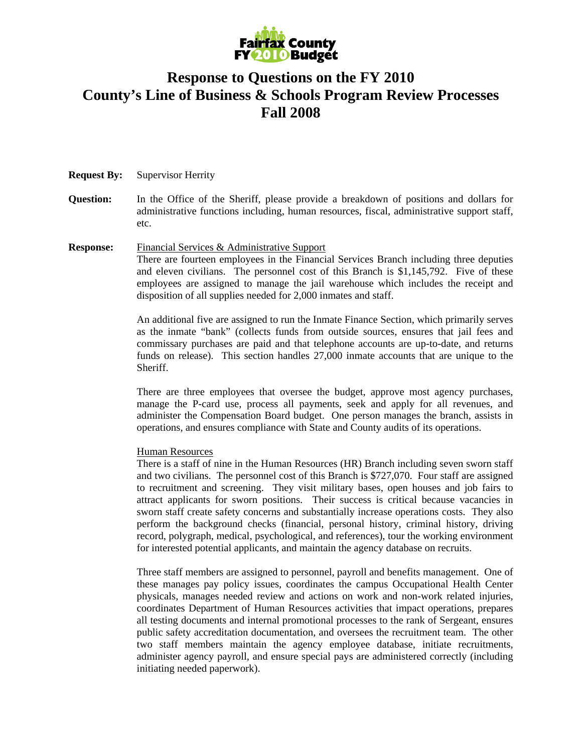Fairfax County FY 2010 Budget

# Response to Questions on the FY 2010 County's Line of Business & Schools Program Review Processes Fall 2008

**Request By:** Supervisor Herrity

**Question:** In the Office of the Sheriff, please provide a breakdown of positions and dollars for administrative functions including, human resources, fiscal, administrative support staff, etc.

**Response:** Financial Services & Administrative Support

There are fourteen employees in the Financial Services Branch including three deputies and eleven civilians. The personnel cost of this Branch is $1,145,792. Five of these employees are assigned to manage the jail warehouse which includes the receipt and disposition of all supplies needed for 2,000 inmates and staff.

An additional five are assigned to run the Inmate Finance Section, which primarily serves as the inmate "bank" (collects funds from outside sources, ensures that jail fees and commissary purchases are paid and that telephone accounts are up-to-date, and returns funds on release). This section handles 27,000 inmate accounts that are unique to the Sheriff.

There are three employees that oversee the budget, approve most agency purchases, manage the P-card use, process all payments, seek and apply for all revenues, and administer the Compensation Board budget. One person manages the branch, assists in operations, and ensures compliance with State and County audits of its operations.

Human Resources

There is a staff of nine in the Human Resources (HR) Branch including seven sworn staff and two civilians. The personnel cost of this Branch is $727,070. Four staff are assigned to recruitment and screening. They visit military bases, open houses and job fairs to attract applicants for sworn positions. Their success is critical because vacancies in sworn staff create safety concerns and substantially increase operations costs. They also perform the background checks (financial, personal history, criminal history, driving record, polygraph, medical, psychological, and references), tour the working environment for interested potential applicants, and maintain the agency database on recruits.

Three staff members are assigned to personnel, payroll and benefits management. One of these manages pay policy issues, coordinates the campus Occupational Health Center physicals, manages needed review and actions on work and non-work related injuries, coordinates Department of Human Resources activities that impact operations, prepares all testing documents and internal promotional processes to the rank of Sergeant, ensures public safety accreditation documentation, and oversees the recruitment team. The other two staff members maintain the agency employee database, initiate recruitments, administer agency payroll, and ensure special pays are administered correctly (including initiating needed paperwork).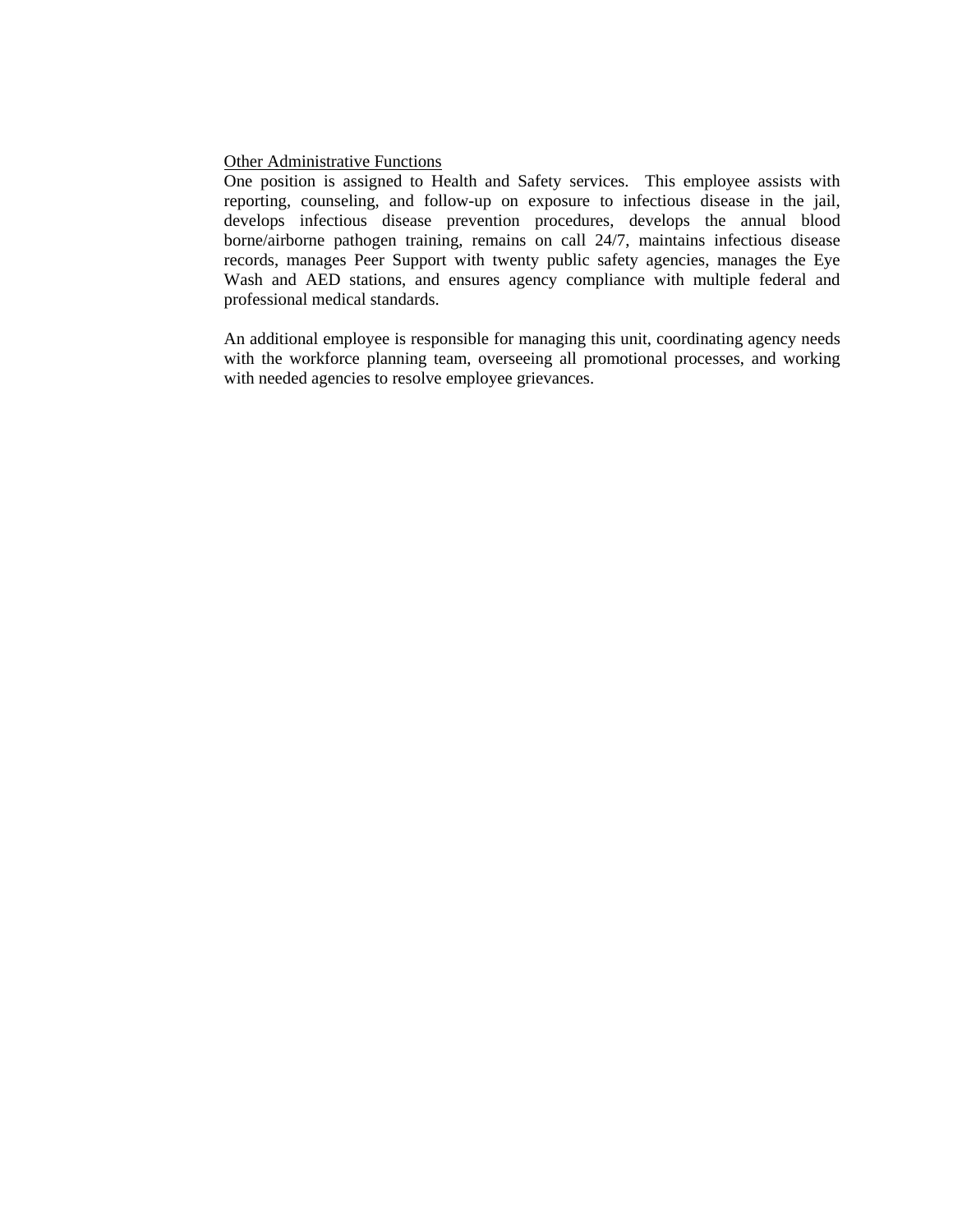<u>Other Administrative Functions</u>

One position is assigned to Health and Safety services. This employee assists with reporting, counseling, and follow-up on exposure to infectious disease in the jail, develops infectious disease prevention procedures, develops the annual blood borne/airborne pathogen training, remains on call 24/7, maintains infectious disease records, manages Peer Support with twenty public safety agencies, manages the Eye Wash and AED stations, and ensures agency compliance with multiple federal and professional medical standards.

An additional employee is responsible for managing this unit, coordinating agency needs with the workforce planning team, overseeing all promotional processes, and working with needed agencies to resolve employee grievances.